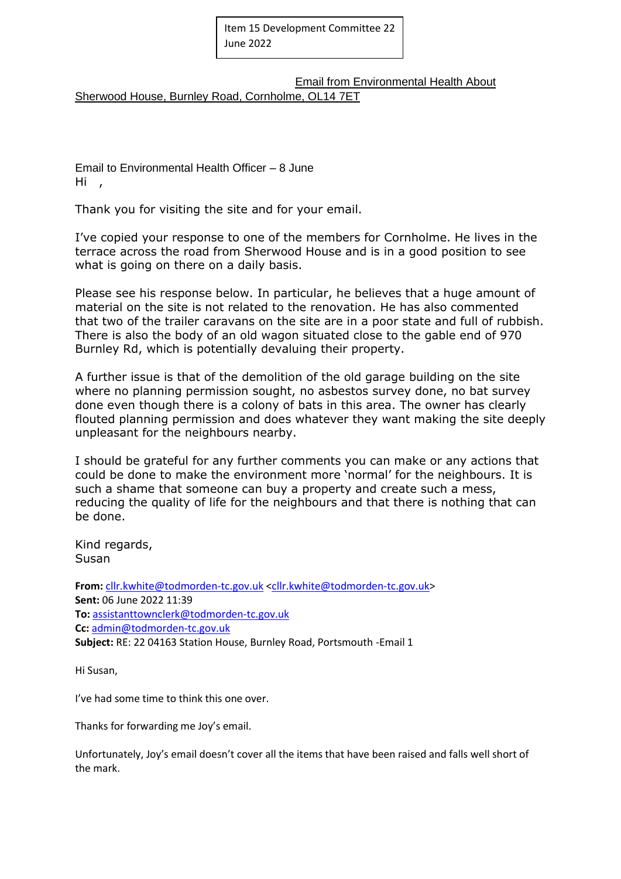Item 15 Development Committee 22 June 2022

Email from Environmental Health About Sherwood House, Burnley Road, Cornholme, OL14 7ET

Email to Environmental Health Officer – 8 June

Hi ,

Thank you for visiting the site and for your email.

I've copied your response to one of the members for Cornholme. He lives in the terrace across the road from Sherwood House and is in a good position to see what is going on there on a daily basis.

Please see his response below. In particular, he believes that a huge amount of material on the site is not related to the renovation. He has also commented that two of the trailer caravans on the site are in a poor state and full of rubbish. There is also the body of an old wagon situated close to the gable end of 970 Burnley Rd, which is potentially devaluing their property.

A further issue is that of the demolition of the old garage building on the site where no planning permission sought, no asbestos survey done, no bat survey done even though there is a colony of bats in this area. The owner has clearly flouted planning permission and does whatever they want making the site deeply unpleasant for the neighbours nearby.

I should be grateful for any further comments you can make or any actions that could be done to make the environment more 'normal' for the neighbours. It is such a shame that someone can buy a property and create such a mess, reducing the quality of life for the neighbours and that there is nothing that can be done.

Kind regards,
Susan

**From:** cllr.kwhite@todmorden-tc.gov.uk <cllr.kwhite@todmorden-tc.gov.uk>
**Sent:** 06 June 2022 11:39
**To:** assistanttownclerk@todmorden-tc.gov.uk
**Cc:** admin@todmorden-tc.gov.uk
**Subject:** RE: 22 04163 Station House, Burnley Road, Portsmouth -Email 1

Hi Susan,

I've had some time to think this one over.

Thanks for forwarding me Joy's email.

Unfortunately, Joy's email doesn't cover all the items that have been raised and falls well short of the mark.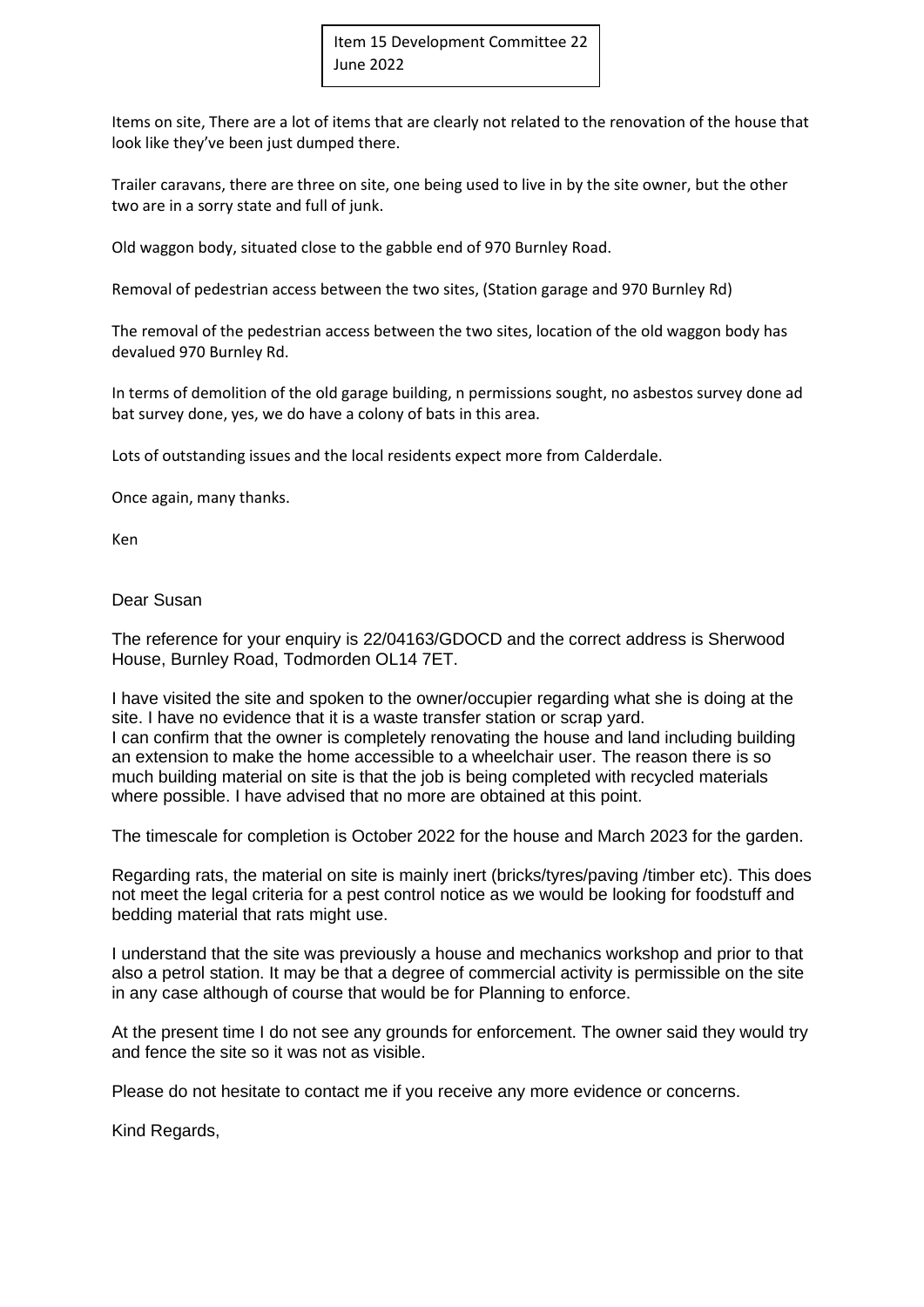Item 15 Development Committee 22 June 2022

Items on site, There are a lot of items that are clearly not related to the renovation of the house that look like they've been just dumped there.

Trailer caravans, there are three on site, one being used to live in by the site owner, but the other two are in a sorry state and full of junk.

Old waggon body, situated close to the gabble end of 970 Burnley Road.

Removal of pedestrian access between the two sites, (Station garage and 970 Burnley Rd)

The removal of the pedestrian access between the two sites, location of the old waggon body has devalued 970 Burnley Rd.

In terms of demolition of the old garage building, n permissions sought, no asbestos survey done ad bat survey done, yes, we do have a colony of bats in this area.

Lots of outstanding issues and the local residents expect more from Calderdale.

Once again, many thanks.

Ken

Dear Susan

The reference for your enquiry is 22/04163/GDOCD and the correct address is Sherwood House, Burnley Road, Todmorden OL14 7ET.

I have visited the site and spoken to the owner/occupier regarding what she is doing at the site. I have no evidence that it is a waste transfer station or scrap yard.
I can confirm that the owner is completely renovating the house and land including building an extension to make the home accessible to a wheelchair user. The reason there is so much building material on site is that the job is being completed with recycled materials where possible. I have advised that no more are obtained at this point.

The timescale for completion is October 2022 for the house and March 2023 for the garden.

Regarding rats, the material on site is mainly inert (bricks/tyres/paving /timber etc). This does not meet the legal criteria for a pest control notice as we would be looking for foodstuff and bedding material that rats might use.

I understand that the site was previously a house and mechanics workshop and prior to that also a petrol station. It may be that a degree of commercial activity is permissible on the site in any case although of course that would be for Planning to enforce.

At the present time I do not see any grounds for enforcement. The owner said they would try and fence the site so it was not as visible.

Please do not hesitate to contact me if you receive any more evidence or concerns.

Kind Regards,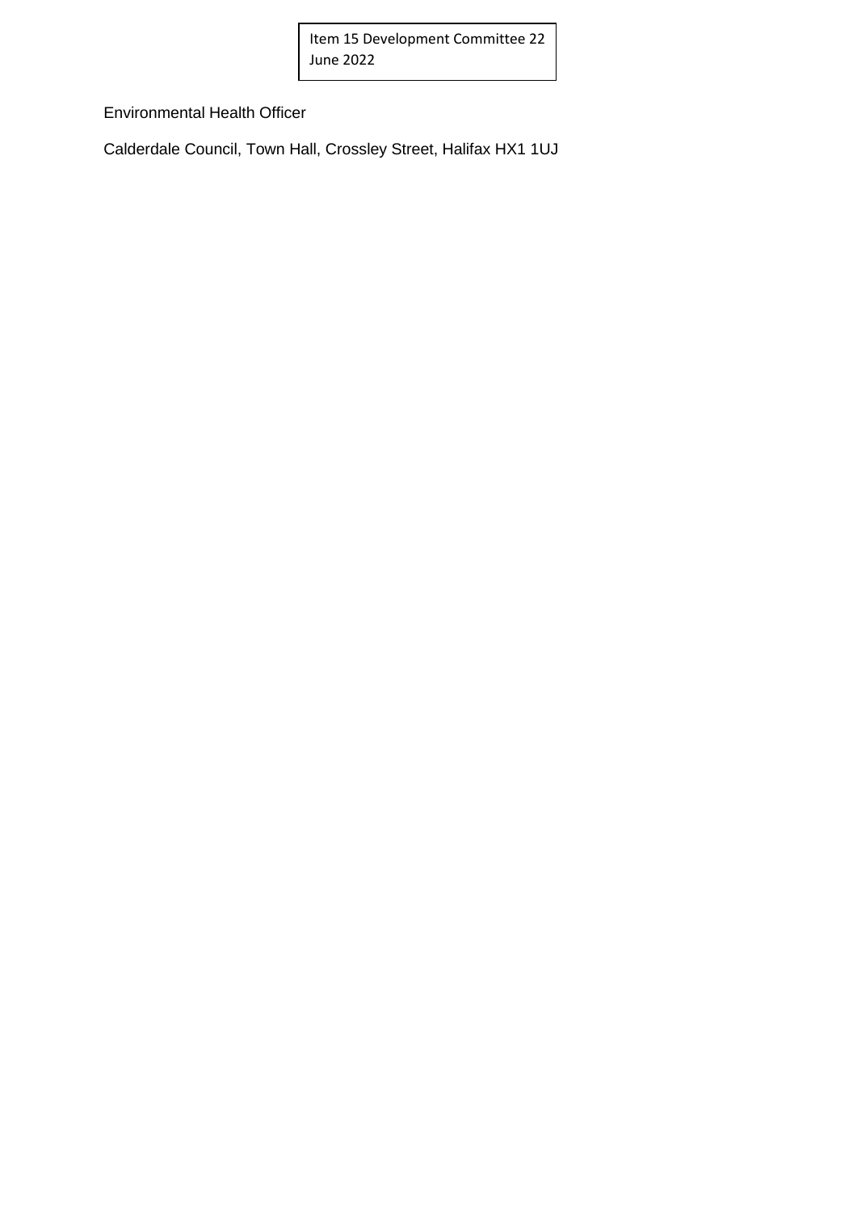Item 15 Development Committee 22 June 2022

Environmental Health Officer

Calderdale Council, Town Hall, Crossley Street, Halifax HX1 1UJ